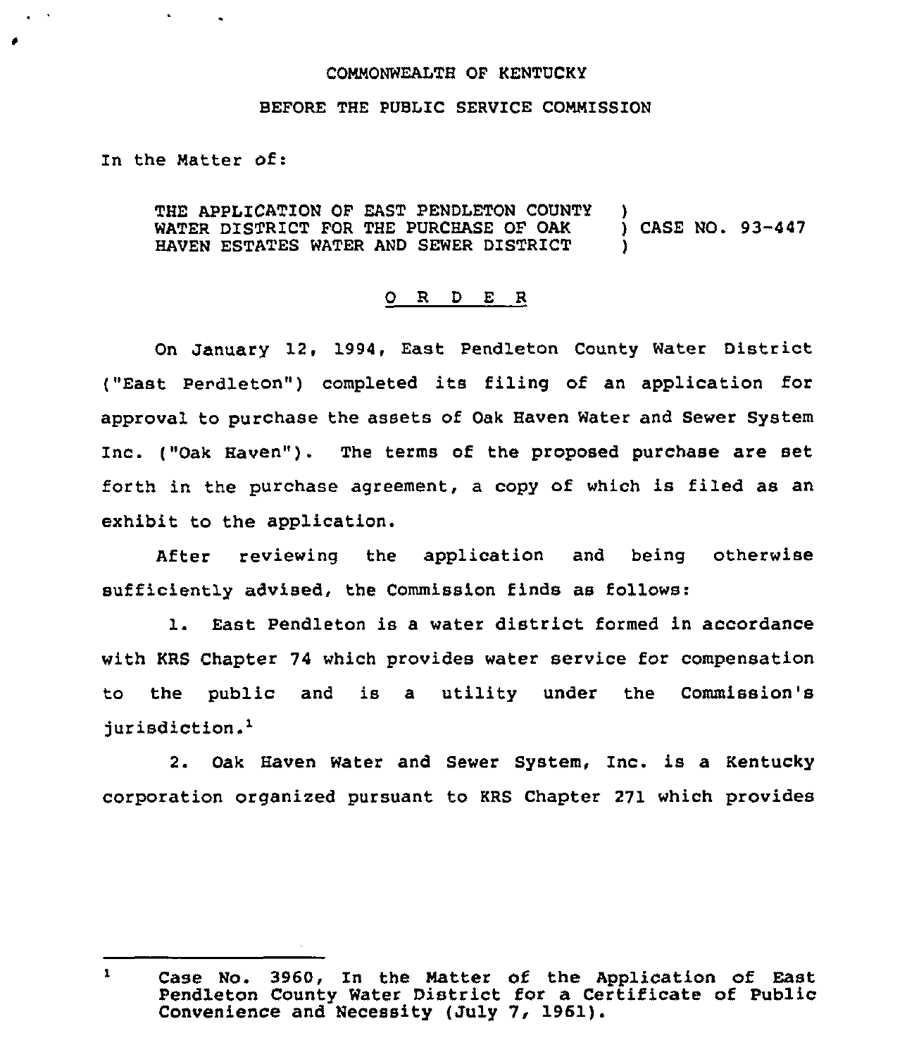COMMONWEALTH OF KENTUCKY

BEFORE THE PUBLIC SERVICE COMMISSION

In the Matter of:

THE APPLICATION OF EAST PENDLETON COUNTY WATER DISTRICT FOR THE PURCHASE OF OAK HAVEN ESTATES WATER AND SEWER DISTRICT ) CASE NO. 93-447

## O R D E R

On January 12, 1994, East Pendleton County Water District ("East Perdleton") completed its filing of an application for approval to purchase the assets of Oak Haven Water and Sewer System Inc. ("Oak Haven"). The terms of the proposed purchase are set forth in the purchase agreement, a copy of which is filed as an exhibit to the application.

After reviewing the application and being otherwise sufficiently advised, the Commission finds as follows:

1. East Pendleton is a water district formed in accordance with KRS Chapter 74 which provides water service for compensation to the public and is a utility under the Commission's jurisdiction.[1]

2. Oak Haven Water and Sewer System, Inc. is a Kentucky corporation organized pursuant to KRS Chapter 271 which provides

---

[1] Case No. 3960, In the Matter of the Application of East Pendleton County Water District for a Certificate of Public Convenience and Necessity (July 7, 1961).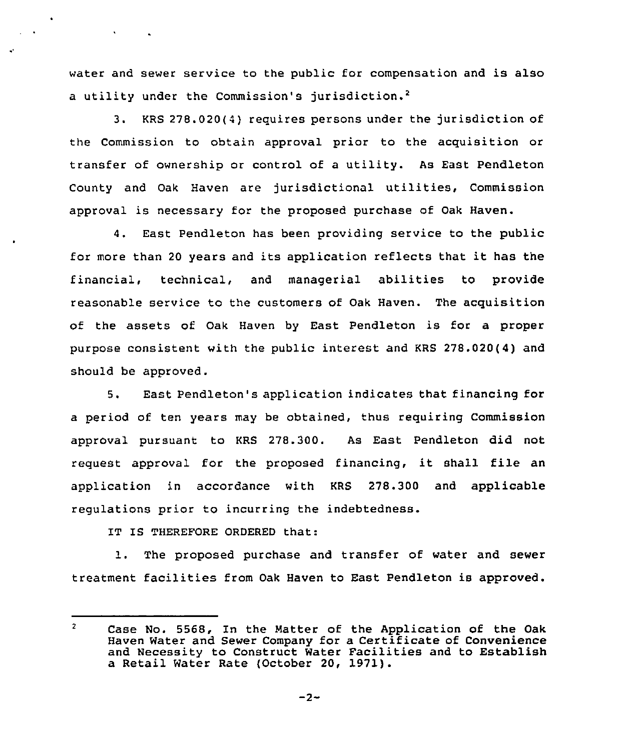water and sewer service to the public for compensation and is also a utility under the Commission's jurisdiction.[2]

3. KRS 278.020(4) requires persons under the jurisdiction of the Commission to obtain approval prior to the acquisition or transfer of ownership or control of a utility. As East Pendleton County and Oak Haven are jurisdictional utilities, Commission approval is necessary for the proposed purchase of Oak Haven.

4. East Pendleton has been providing service to the public for more than 20 years and its application reflects that it has the financial, technical, and managerial abilities to provide reasonable service to the customers of Oak Haven. The acquisition of the assets of Oak Haven by East Pendleton is for a proper purpose consistent with the public interest and KRS 278.020(4) and should be approved.

5. East Pendleton's application indicates that financing for a period of ten years may be obtained, thus requiring Commission approval pursuant to KRS 278.300. As East Pendleton did not request approval for the proposed financing, it shall file an application in accordance with KRS 278.300 and applicable regulations prior to incurring the indebtedness.

IT IS THEREFORE ORDERED that:

1. The proposed purchase and transfer of water and sewer treatment facilities from Oak Haven to East Pendleton is approved.

---

[2] Case No. 5568, In the Matter of the Application of the Oak Haven Water and Sewer Company for a Certificate of Convenience and Necessity to Construct Water Facilities and to Establish a Retail Water Rate (October 20, 1971).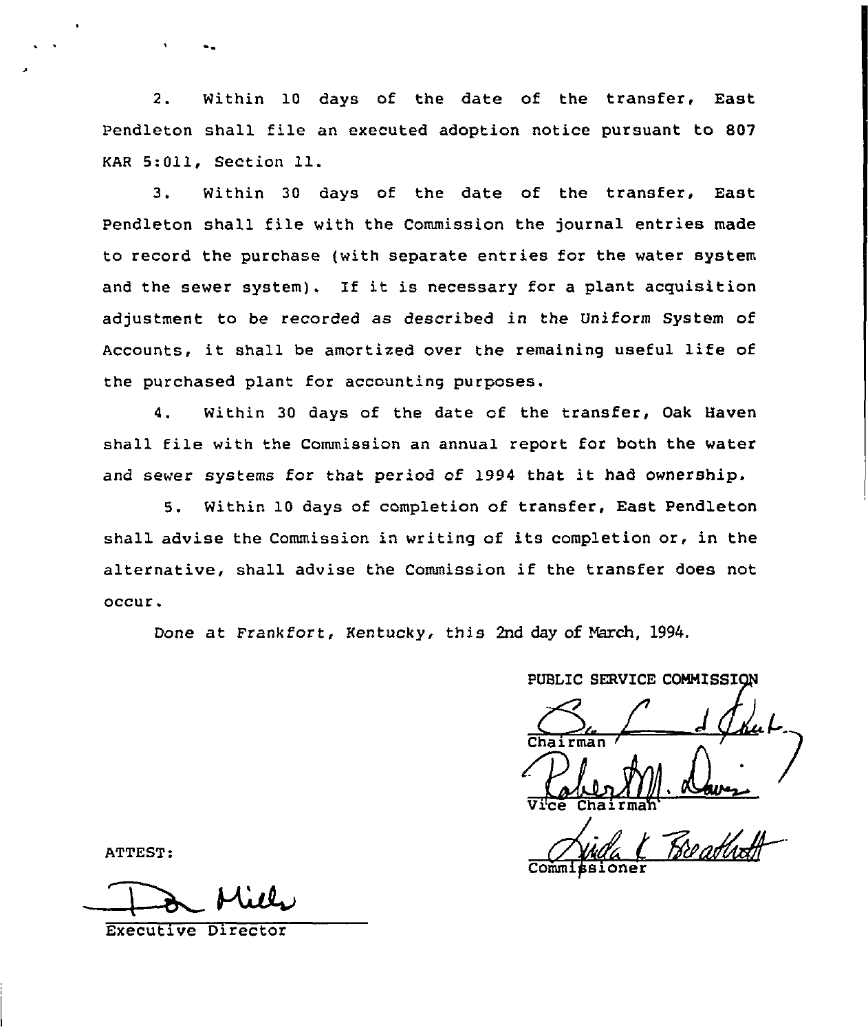2. Within 10 days of the date of the transfer, East Pendleton shall file an executed adoption notice pursuant to 807 KAR 5:011, Section 11.

3. Within 30 days of the date of the transfer, East Pendleton shall file with the Commission the journal entries made to record the purchase (with separate entries for the water system and the sewer system). If it is necessary for a plant acquisition adjustment to be recorded as described in the Uniform System of Accounts, it shall be amortized over the remaining useful life of the purchased plant for accounting purposes.

4. Within 30 days of the date of the transfer, Oak Haven shall file with the Commission an annual report for both the water and sewer systems for that period of 1994 that it had ownership.

5. Within 10 days of completion of transfer, East Pendleton shall advise the Commission in writing of its completion or, in the alternative, shall advise the Commission if the transfer does not occur.

Done at Frankfort, Kentucky, this 2nd day of March, 1994.

PUBLIC SERVICE COMMISSION

Chairman

Vice Chairman

Commissioner

ATTEST:

Executive Director